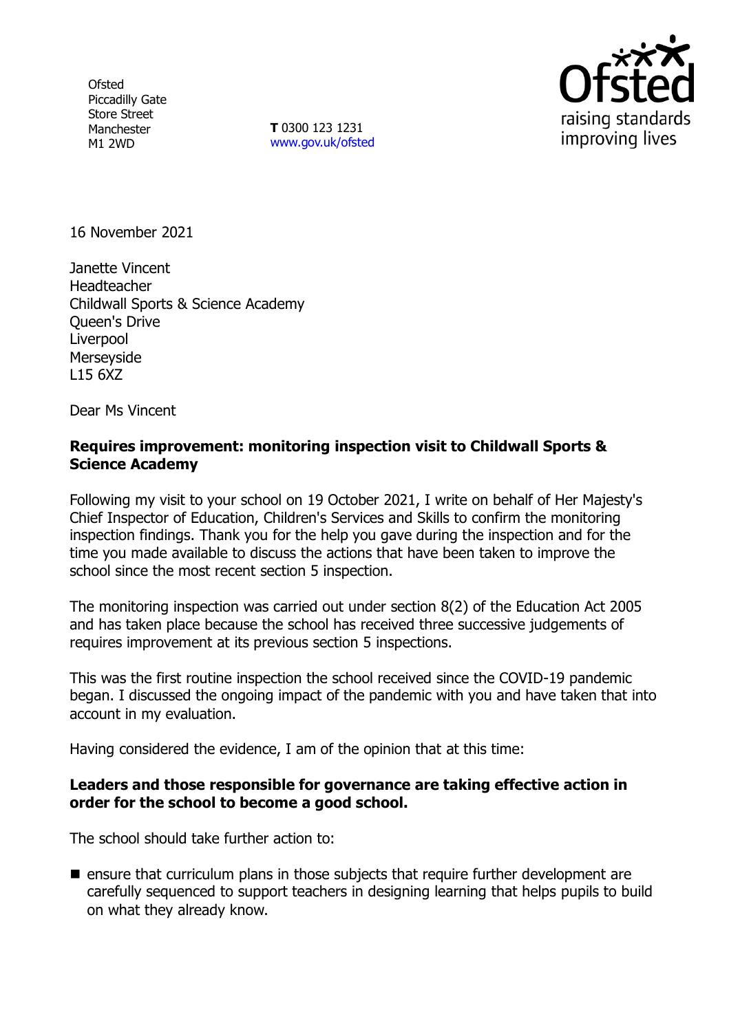Ofsted
Piccadilly Gate
Store Street
Manchester
M1 2WD

**T** 0300 123 1231
www.gov.uk/ofsted

16 November 2021

Janette Vincent
Headteacher
Childwall Sports & Science Academy
Queen's Drive
Liverpool
Merseyside
L15 6XZ

Dear Ms Vincent

**Requires improvement: monitoring inspection visit to Childwall Sports & Science Academy**

Following my visit to your school on 19 October 2021, I write on behalf of Her Majesty's Chief Inspector of Education, Children's Services and Skills to confirm the monitoring inspection findings. Thank you for the help you gave during the inspection and for the time you made available to discuss the actions that have been taken to improve the school since the most recent section 5 inspection.

The monitoring inspection was carried out under section 8(2) of the Education Act 2005 and has taken place because the school has received three successive judgements of requires improvement at its previous section 5 inspections.

This was the first routine inspection the school received since the COVID-19 pandemic began. I discussed the ongoing impact of the pandemic with you and have taken that into account in my evaluation.

Having considered the evidence, I am of the opinion that at this time:

**Leaders and those responsible for governance are taking effective action in order for the school to become a good school.**

The school should take further action to:

- ensure that curriculum plans in those subjects that require further development are carefully sequenced to support teachers in designing learning that helps pupils to build on what they already know.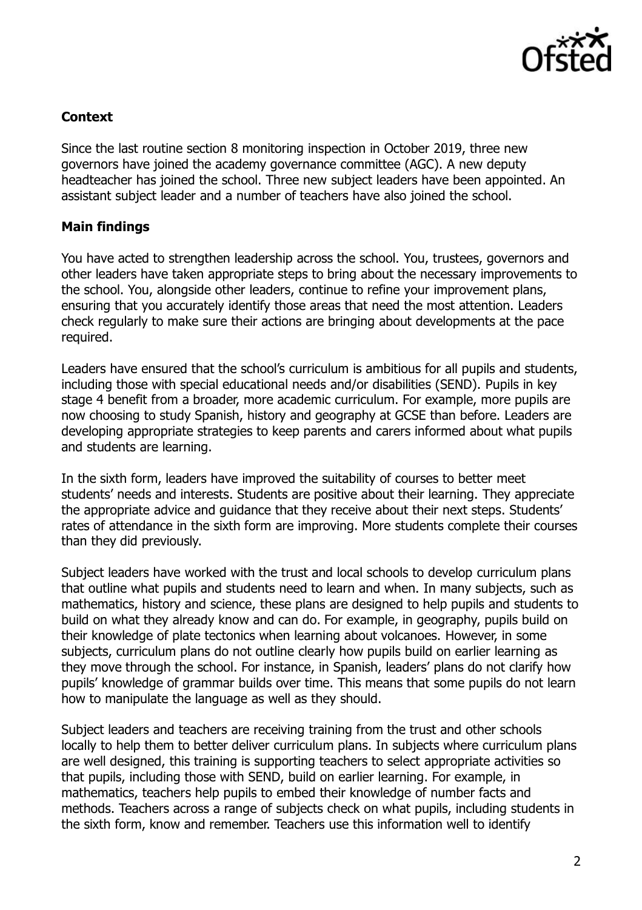### Context

Since the last routine section 8 monitoring inspection in October 2019, three new governors have joined the academy governance committee (AGC). A new deputy headteacher has joined the school. Three new subject leaders have been appointed. An assistant subject leader and a number of teachers have also joined the school.

### Main findings

You have acted to strengthen leadership across the school. You, trustees, governors and other leaders have taken appropriate steps to bring about the necessary improvements to the school. You, alongside other leaders, continue to refine your improvement plans, ensuring that you accurately identify those areas that need the most attention. Leaders check regularly to make sure their actions are bringing about developments at the pace required.

Leaders have ensured that the school's curriculum is ambitious for all pupils and students, including those with special educational needs and/or disabilities (SEND). Pupils in key stage 4 benefit from a broader, more academic curriculum. For example, more pupils are now choosing to study Spanish, history and geography at GCSE than before. Leaders are developing appropriate strategies to keep parents and carers informed about what pupils and students are learning.

In the sixth form, leaders have improved the suitability of courses to better meet students' needs and interests. Students are positive about their learning. They appreciate the appropriate advice and guidance that they receive about their next steps. Students' rates of attendance in the sixth form are improving. More students complete their courses than they did previously.

Subject leaders have worked with the trust and local schools to develop curriculum plans that outline what pupils and students need to learn and when. In many subjects, such as mathematics, history and science, these plans are designed to help pupils and students to build on what they already know and can do. For example, in geography, pupils build on their knowledge of plate tectonics when learning about volcanoes. However, in some subjects, curriculum plans do not outline clearly how pupils build on earlier learning as they move through the school. For instance, in Spanish, leaders' plans do not clarify how pupils' knowledge of grammar builds over time. This means that some pupils do not learn how to manipulate the language as well as they should.

Subject leaders and teachers are receiving training from the trust and other schools locally to help them to better deliver curriculum plans. In subjects where curriculum plans are well designed, this training is supporting teachers to select appropriate activities so that pupils, including those with SEND, build on earlier learning. For example, in mathematics, teachers help pupils to embed their knowledge of number facts and methods. Teachers across a range of subjects check on what pupils, including students in the sixth form, know and remember. Teachers use this information well to identify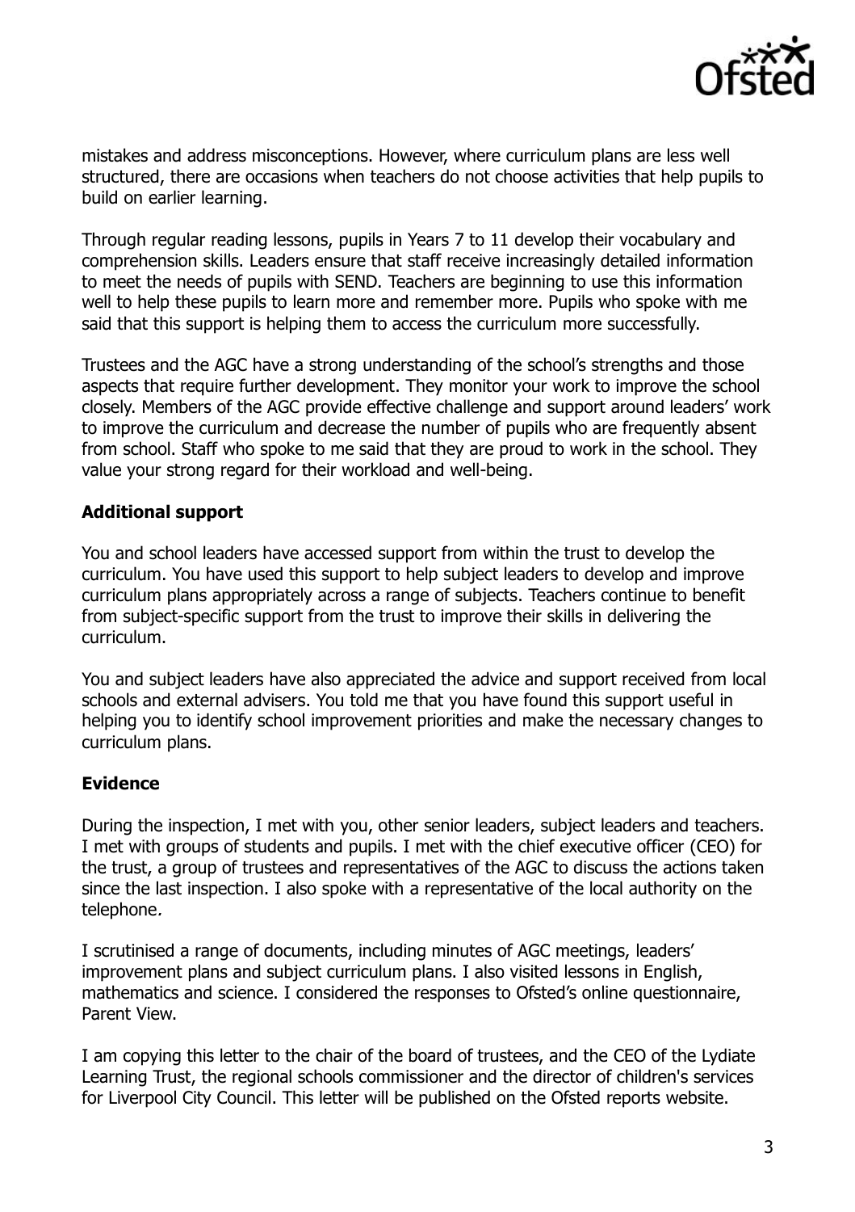mistakes and address misconceptions. However, where curriculum plans are less well structured, there are occasions when teachers do not choose activities that help pupils to build on earlier learning.

Through regular reading lessons, pupils in Years 7 to 11 develop their vocabulary and comprehension skills. Leaders ensure that staff receive increasingly detailed information to meet the needs of pupils with SEND. Teachers are beginning to use this information well to help these pupils to learn more and remember more. Pupils who spoke with me said that this support is helping them to access the curriculum more successfully.

Trustees and the AGC have a strong understanding of the school's strengths and those aspects that require further development. They monitor your work to improve the school closely. Members of the AGC provide effective challenge and support around leaders' work to improve the curriculum and decrease the number of pupils who are frequently absent from school. Staff who spoke to me said that they are proud to work in the school. They value your strong regard for their workload and well-being.

## Additional support

You and school leaders have accessed support from within the trust to develop the curriculum. You have used this support to help subject leaders to develop and improve curriculum plans appropriately across a range of subjects. Teachers continue to benefit from subject-specific support from the trust to improve their skills in delivering the curriculum.

You and subject leaders have also appreciated the advice and support received from local schools and external advisers. You told me that you have found this support useful in helping you to identify school improvement priorities and make the necessary changes to curriculum plans.

## Evidence

During the inspection, I met with you, other senior leaders, subject leaders and teachers. I met with groups of students and pupils. I met with the chief executive officer (CEO) for the trust, a group of trustees and representatives of the AGC to discuss the actions taken since the last inspection. I also spoke with a representative of the local authority on the telephone.

I scrutinised a range of documents, including minutes of AGC meetings, leaders' improvement plans and subject curriculum plans. I also visited lessons in English, mathematics and science. I considered the responses to Ofsted's online questionnaire, Parent View.

I am copying this letter to the chair of the board of trustees, and the CEO of the Lydiate Learning Trust, the regional schools commissioner and the director of children's services for Liverpool City Council. This letter will be published on the Ofsted reports website.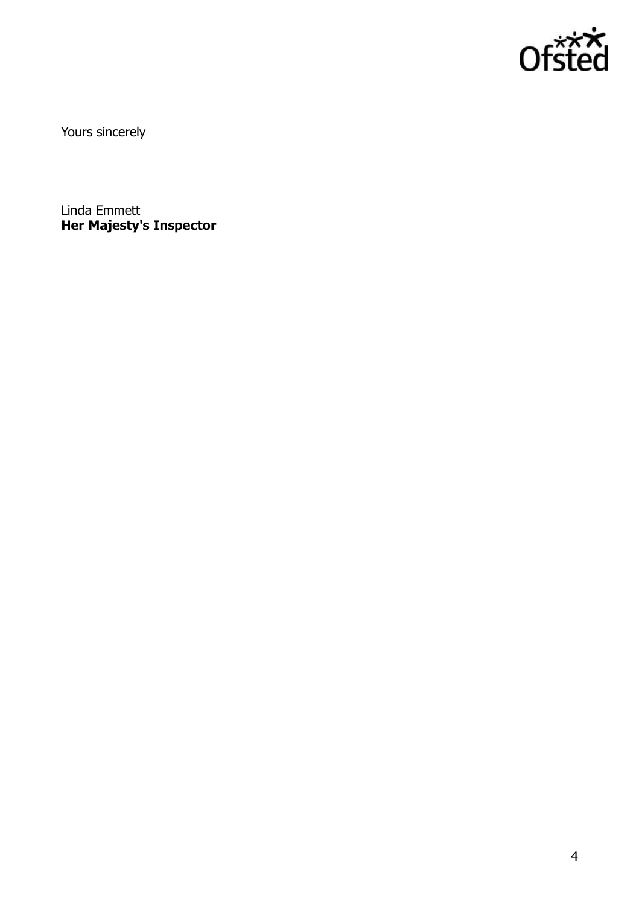Yours sincerely

Linda Emmett
**Her Majesty's Inspector**